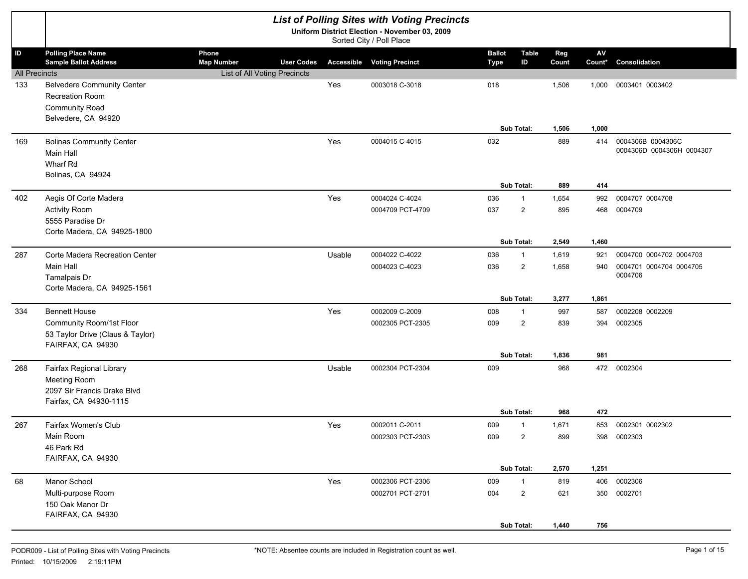# List of Polling Sites with Voting Precincts

**Uniform District Election - November 03, 2009**

Sorted City / Poll Place

| ID | Polling Place Name / Sample Ballot Address | Phone / Map Number | User Codes | Accessible | Voting Precinct | Ballot Type | Table ID | Reg Count | AV Count* | Consolidation |
|---|---|---|---|---|---|---|---|---|---|---|
| All Precincts | | List of All Voting Precincts | | | | | | | | |
| 133 | Belvedere Community Center<br>Recreation Room<br>Community Road<br>Belvedere, CA 94920 | | | Yes | 0003018 C-3018 | 018 | | 1,506 | 1,000 | 0003401 0003402 |
| | | | | | | | **Sub Total:** | **1,506** | **1,000** | |
| 169 | Bolinas Community Center<br>Main Hall<br>Wharf Rd<br>Bolinas, CA 94924 | | | Yes | 0004015 C-4015 | 032 | | 889 | 414 | 0004306B 0004306C 0004306D 0004306H 0004307 |
| | | | | | | | **Sub Total:** | **889** | **414** | |
| 402 | Aegis Of Corte Madera<br>Activity Room<br>5555 Paradise Dr<br>Corte Madera, CA 94925-1800 | | | Yes | 0004024 C-4024 | 036 | 1 | 1,654 | 992 | 0004707 0004708 |
| | | | | | 0004709 PCT-4709 | 037 | 2 | 895 | 468 | 0004709 |
| | | | | | | | **Sub Total:** | **2,549** | **1,460** | |
| 287 | Corte Madera Recreation Center<br>Main Hall<br>Tamalpais Dr<br>Corte Madera, CA 94925-1561 | | | Usable | 0004022 C-4022 | 036 | 1 | 1,619 | 921 | 0004700 0004702 0004703 |
| | | | | | 0004023 C-4023 | 036 | 2 | 1,658 | 940 | 0004701 0004704 0004705 0004706 |
| | | | | | | | **Sub Total:** | **3,277** | **1,861** | |
| 334 | Bennett House<br>Community Room/1st Floor<br>53 Taylor Drive (Claus & Taylor)<br>FAIRFAX, CA 94930 | | | Yes | 0002009 C-2009 | 008 | 1 | 997 | 587 | 0002208 0002209 |
| | | | | | 0002305 PCT-2305 | 009 | 2 | 839 | 394 | 0002305 |
| | | | | | | | **Sub Total:** | **1,836** | **981** | |
| 268 | Fairfax Regional Library<br>Meeting Room<br>2097 Sir Francis Drake Blvd<br>Fairfax, CA 94930-1115 | | | Usable | 0002304 PCT-2304 | 009 | | 968 | 472 | 0002304 |
| | | | | | | | **Sub Total:** | **968** | **472** | |
| 267 | Fairfax Women's Club<br>Main Room<br>46 Park Rd<br>FAIRFAX, CA 94930 | | | Yes | 0002011 C-2011 | 009 | 1 | 1,671 | 853 | 0002301 0002302 |
| | | | | | 0002303 PCT-2303 | 009 | 2 | 899 | 398 | 0002303 |
| | | | | | | | **Sub Total:** | **2,570** | **1,251** | |
| 68 | Manor School<br>Multi-purpose Room<br>150 Oak Manor Dr<br>FAIRFAX, CA 94930 | | | Yes | 0002306 PCT-2306 | 009 | 1 | 819 | 406 | 0002306 |
| | | | | | 0002701 PCT-2701 | 004 | 2 | 621 | 350 | 0002701 |
| | | | | | | | **Sub Total:** | **1,440** | **756** | |

PODR009 - List of Polling Sites with Voting Precincts

Printed: 10/15/2009 2:19:11PM

*NOTE: Absentee counts are included in Registration count as well.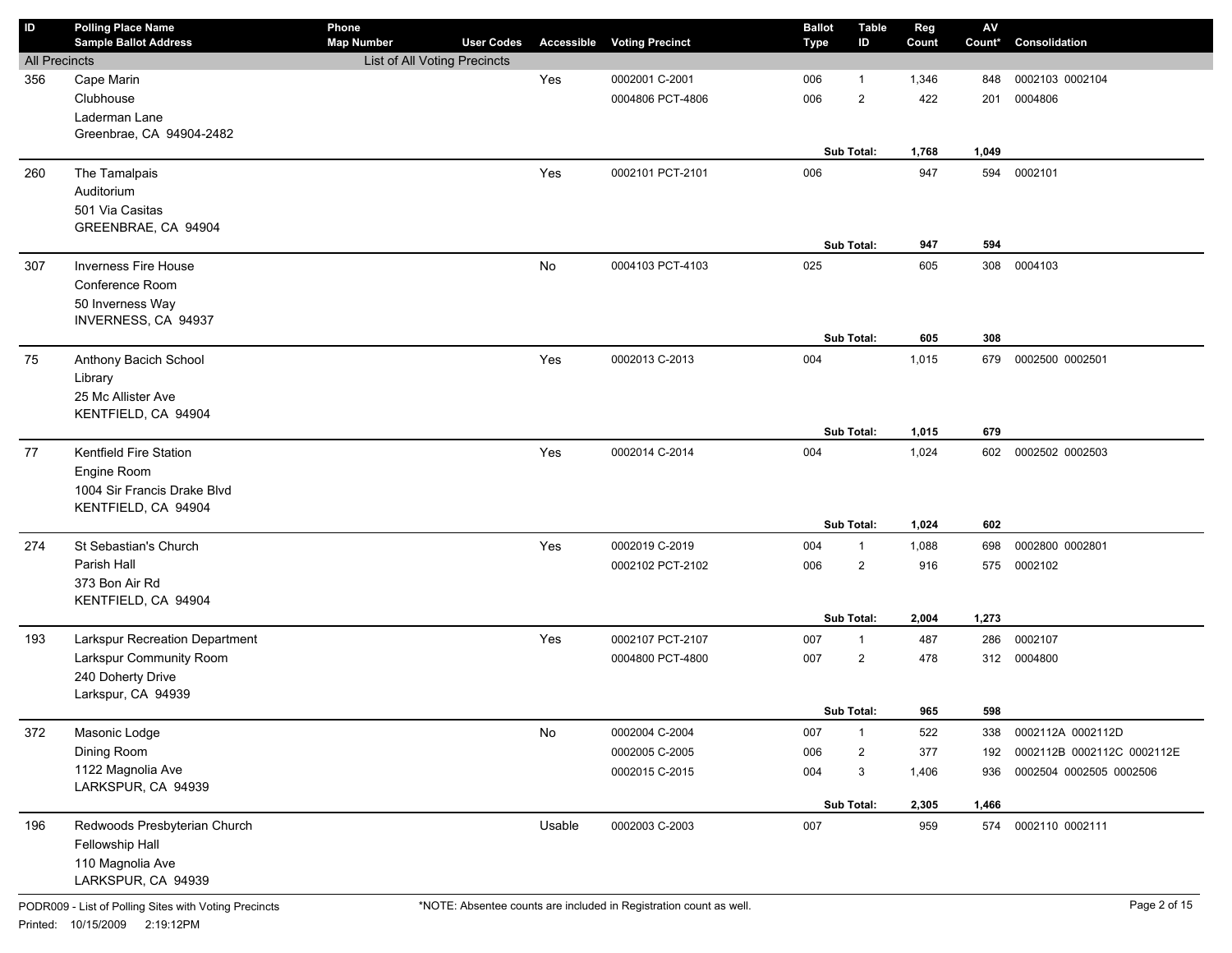| ID | Polling Place Name / Sample Ballot Address | Phone / Map Number | User Codes | Accessible | Voting Precinct | Ballot Type | Table ID | Reg Count | AV Count* | Consolidation |
|---|---|---|---|---|---|---|---|---|---|---|
| All Precincts | | List of All Voting Precincts | | | | | | | | |
| 356 | Cape Marin | | | Yes | 0002001 C-2001 | 006 | 1 | 1,346 | 848 | 0002103 0002104 |
| | Clubhouse | | | | 0004806 PCT-4806 | 006 | 2 | 422 | 201 | 0004806 |
| | Laderman Lane | | | | | | | | | |
| | Greenbrae, CA 94904-2482 | | | | | | | | | |
| | | | | | | | **Sub Total:** | **1,768** | **1,049** | |
| 260 | The Tamalpais | | | Yes | 0002101 PCT-2101 | 006 | | 947 | 594 | 0002101 |
| | Auditorium | | | | | | | | | |
| | 501 Via Casitas | | | | | | | | | |
| | GREENBRAE, CA 94904 | | | | | | | | | |
| | | | | | | | **Sub Total:** | **947** | **594** | |
| 307 | Inverness Fire House | | | No | 0004103 PCT-4103 | 025 | | 605 | 308 | 0004103 |
| | Conference Room | | | | | | | | | |
| | 50 Inverness Way | | | | | | | | | |
| | INVERNESS, CA 94937 | | | | | | | | | |
| | | | | | | | **Sub Total:** | **605** | **308** | |
| 75 | Anthony Bacich School | | | Yes | 0002013 C-2013 | 004 | | 1,015 | 679 | 0002500 0002501 |
| | Library | | | | | | | | | |
| | 25 Mc Allister Ave | | | | | | | | | |
| | KENTFIELD, CA 94904 | | | | | | | | | |
| | | | | | | | **Sub Total:** | **1,015** | **679** | |
| 77 | Kentfield Fire Station | | | Yes | 0002014 C-2014 | 004 | | 1,024 | 602 | 0002502 0002503 |
| | Engine Room | | | | | | | | | |
| | 1004 Sir Francis Drake Blvd | | | | | | | | | |
| | KENTFIELD, CA 94904 | | | | | | | | | |
| | | | | | | | **Sub Total:** | **1,024** | **602** | |
| 274 | St Sebastian's Church | | | Yes | 0002019 C-2019 | 004 | 1 | 1,088 | 698 | 0002800 0002801 |
| | Parish Hall | | | | 0002102 PCT-2102 | 006 | 2 | 916 | 575 | 0002102 |
| | 373 Bon Air Rd | | | | | | | | | |
| | KENTFIELD, CA 94904 | | | | | | | | | |
| | | | | | | | **Sub Total:** | **2,004** | **1,273** | |
| 193 | Larkspur Recreation Department | | | Yes | 0002107 PCT-2107 | 007 | 1 | 487 | 286 | 0002107 |
| | Larkspur Community Room | | | | 0004800 PCT-4800 | 007 | 2 | 478 | 312 | 0004800 |
| | 240 Doherty Drive | | | | | | | | | |
| | Larkspur, CA 94939 | | | | | | | | | |
| | | | | | | | **Sub Total:** | **965** | **598** | |
| 372 | Masonic Lodge | | | No | 0002004 C-2004 | 007 | 1 | 522 | 338 | 0002112A 0002112D |
| | Dining Room | | | | 0002005 C-2005 | 006 | 2 | 377 | 192 | 0002112B 0002112C 0002112E |
| | 1122 Magnolia Ave | | | | 0002015 C-2015 | 004 | 3 | 1,406 | 936 | 0002504 0002505 0002506 |
| | LARKSPUR, CA 94939 | | | | | | | | | |
| | | | | | | | **Sub Total:** | **2,305** | **1,466** | |
| 196 | Redwoods Presbyterian Church | | | Usable | 0002003 C-2003 | 007 | | 959 | 574 | 0002110 0002111 |
| | Fellowship Hall | | | | | | | | | |
| | 110 Magnolia Ave | | | | | | | | | |
| | LARKSPUR, CA 94939 | | | | | | | | | |

PODR009 - List of Polling Sites with Voting Precincts

*NOTE: Absentee counts are included in Registration count as well.

Printed: 10/15/2009 2:19:12PM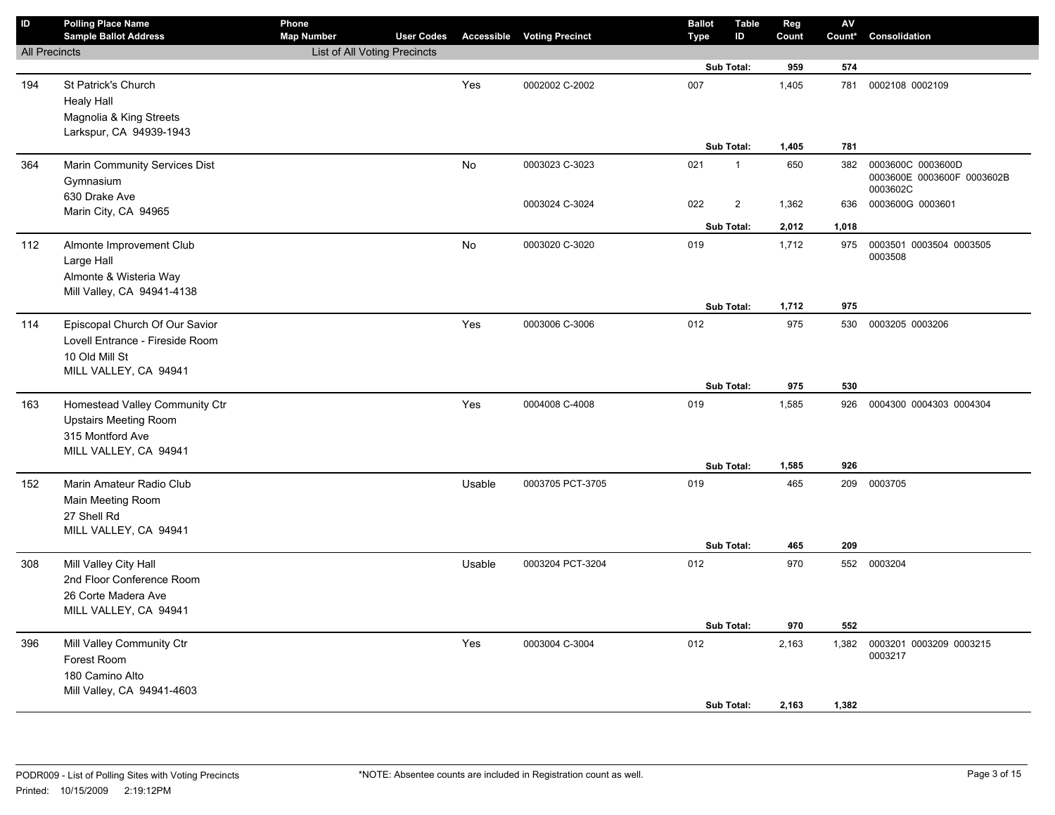| ID | Polling Place Name / Sample Ballot Address | Phone / Map Number | User Codes | Accessible | Voting Precinct | Ballot Type | Table ID | Reg Count | AV Count* | Consolidation |
|---|---|---|---|---|---|---|---|---|---|---|
| All Precincts | | List of All Voting Precincts | | | | | | | | |
| | | | | | | | Sub Total: | 959 | 574 | |
| 194 | St Patrick's Church<br>Healy Hall<br>Magnolia & King Streets<br>Larkspur, CA 94939-1943 | | | Yes | 0002002 C-2002 | 007 | | 1,405 | 781 | 0002108 0002109 |
| | | | | | | | Sub Total: | 1,405 | 781 | |
| 364 | Marin Community Services Dist<br>Gymnasium<br>630 Drake Ave<br>Marin City, CA 94965 | | | No | 0003023 C-3023 | 021 | 1 | 650 | 382 | 0003600C 0003600D 0003600E 0003600F 0003602B 0003602C |
| | | | | | 0003024 C-3024 | 022 | 2 | 1,362 | 636 | 0003600G 0003601 |
| | | | | | | | Sub Total: | 2,012 | 1,018 | |
| 112 | Almonte Improvement Club<br>Large Hall<br>Almonte & Wisteria Way<br>Mill Valley, CA 94941-4138 | | | No | 0003020 C-3020 | 019 | | 1,712 | 975 | 0003501 0003504 0003505 0003508 |
| | | | | | | | Sub Total: | 1,712 | 975 | |
| 114 | Episcopal Church Of Our Savior<br>Lovell Entrance - Fireside Room<br>10 Old Mill St<br>MILL VALLEY, CA 94941 | | | Yes | 0003006 C-3006 | 012 | | 975 | 530 | 0003205 0003206 |
| | | | | | | | Sub Total: | 975 | 530 | |
| 163 | Homestead Valley Community Ctr<br>Upstairs Meeting Room<br>315 Montford Ave<br>MILL VALLEY, CA 94941 | | | Yes | 0004008 C-4008 | 019 | | 1,585 | 926 | 0004300 0004303 0004304 |
| | | | | | | | Sub Total: | 1,585 | 926 | |
| 152 | Marin Amateur Radio Club<br>Main Meeting Room<br>27 Shell Rd<br>MILL VALLEY, CA 94941 | | | Usable | 0003705 PCT-3705 | 019 | | 465 | 209 | 0003705 |
| | | | | | | | Sub Total: | 465 | 209 | |
| 308 | Mill Valley City Hall<br>2nd Floor Conference Room<br>26 Corte Madera Ave<br>MILL VALLEY, CA 94941 | | | Usable | 0003204 PCT-3204 | 012 | | 970 | 552 | 0003204 |
| | | | | | | | Sub Total: | 970 | 552 | |
| 396 | Mill Valley Community Ctr<br>Forest Room<br>180 Camino Alto<br>Mill Valley, CA 94941-4603 | | | Yes | 0003004 C-3004 | 012 | | 2,163 | 1,382 | 0003201 0003209 0003215 0003217 |
| | | | | | | | Sub Total: | 2,163 | 1,382 | |

PODR009 - List of Polling Sites with Voting Precincts

Printed: 10/15/2009 2:19:12PM

*NOTE: Absentee counts are included in Registration count as well.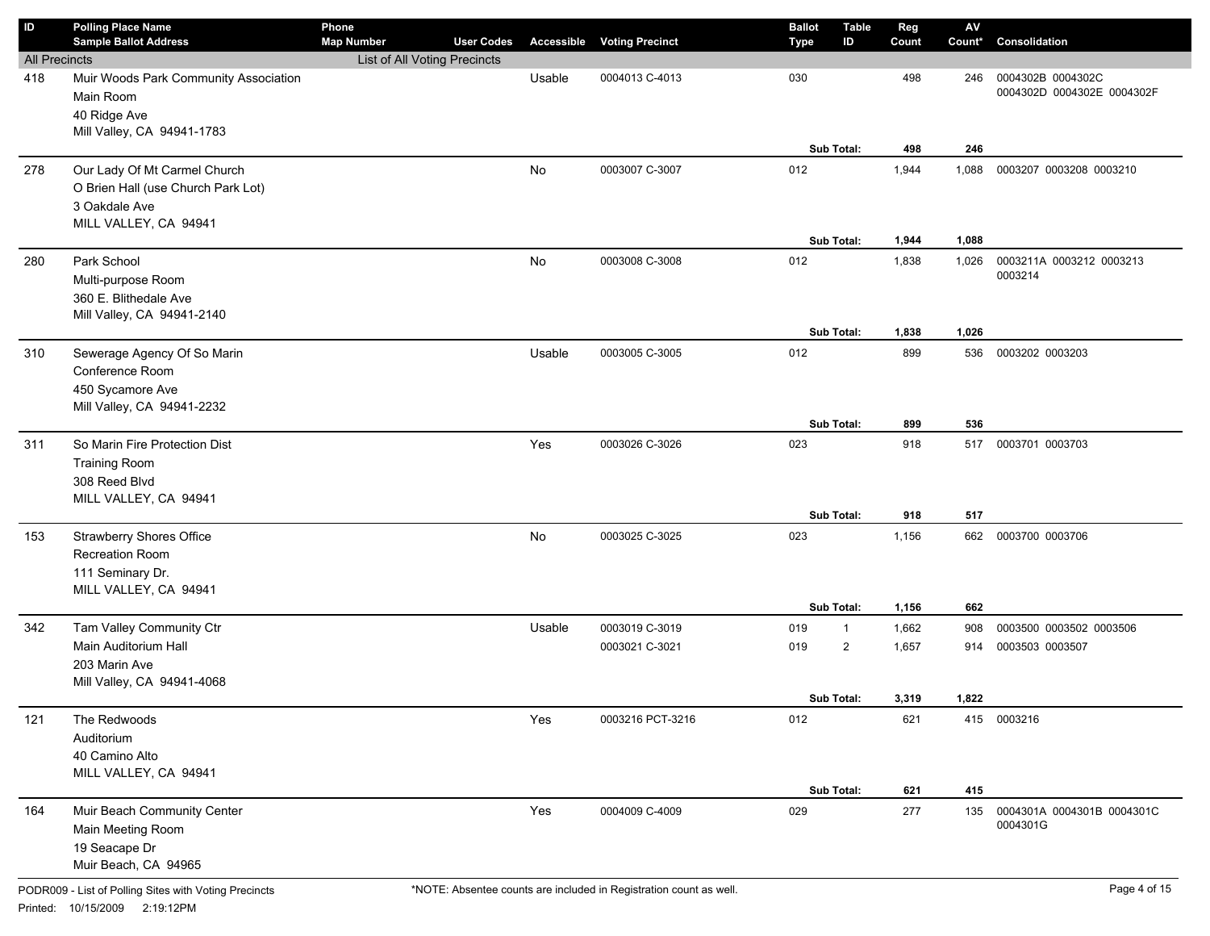| ID | Polling Place Name<br>Sample Ballot Address | Phone<br>Map Number | User Codes | Accessible | Voting Precinct | Ballot Type | Table ID | Reg Count | AV Count* | Consolidation |
|---|---|---|---|---|---|---|---|---|---|---|
| All Precincts | | List of All Voting Precincts | | | | | | | | |
| 418 | Muir Woods Park Community Association<br>Main Room<br>40 Ridge Ave<br>Mill Valley, CA 94941-1783 | | | Usable | 0004013 C-4013 | 030 | | 498 | 246 | 0004302B 0004302C 0004302D 0004302E 0004302F |
| | | | | | | | Sub Total: | 498 | 246 | |
| 278 | Our Lady Of Mt Carmel Church<br>O Brien Hall (use Church Park Lot)<br>3 Oakdale Ave<br>MILL VALLEY, CA 94941 | | | No | 0003007 C-3007 | 012 | | 1,944 | 1,088 | 0003207 0003208 0003210 |
| | | | | | | | Sub Total: | 1,944 | 1,088 | |
| 280 | Park School<br>Multi-purpose Room<br>360 E. Blithedale Ave<br>Mill Valley, CA 94941-2140 | | | No | 0003008 C-3008 | 012 | | 1,838 | 1,026 | 0003211A 0003212 0003213 0003214 |
| | | | | | | | Sub Total: | 1,838 | 1,026 | |
| 310 | Sewerage Agency Of So Marin<br>Conference Room<br>450 Sycamore Ave<br>Mill Valley, CA 94941-2232 | | | Usable | 0003005 C-3005 | 012 | | 899 | 536 | 0003202 0003203 |
| | | | | | | | Sub Total: | 899 | 536 | |
| 311 | So Marin Fire Protection Dist<br>Training Room<br>308 Reed Blvd<br>MILL VALLEY, CA 94941 | | | Yes | 0003026 C-3026 | 023 | | 918 | 517 | 0003701 0003703 |
| | | | | | | | Sub Total: | 918 | 517 | |
| 153 | Strawberry Shores Office<br>Recreation Room<br>111 Seminary Dr.<br>MILL VALLEY, CA 94941 | | | No | 0003025 C-3025 | 023 | | 1,156 | 662 | 0003700 0003706 |
| | | | | | | | Sub Total: | 1,156 | 662 | |
| 342 | Tam Valley Community Ctr<br>Main Auditorium Hall<br>203 Marin Ave<br>Mill Valley, CA 94941-4068 | | | Usable | 0003019 C-3019 | 019 | 1 | 1,662 | 908 | 0003500 0003502 0003506 |
| | | | | | 0003021 C-3021 | 019 | 2 | 1,657 | 914 | 0003503 0003507 |
| | | | | | | | Sub Total: | 3,319 | 1,822 | |
| 121 | The Redwoods<br>Auditorium<br>40 Camino Alto<br>MILL VALLEY, CA 94941 | | | Yes | 0003216 PCT-3216 | 012 | | 621 | 415 | 0003216 |
| | | | | | | | Sub Total: | 621 | 415 | |
| 164 | Muir Beach Community Center<br>Main Meeting Room<br>19 Seacape Dr<br>Muir Beach, CA 94965 | | | Yes | 0004009 C-4009 | 029 | | 277 | 135 | 0004301A 0004301B 0004301C 0004301G |

PODR009 - List of Polling Sites with Voting Precincts

Printed: 10/15/2009 2:19:12PM

*NOTE: Absentee counts are included in Registration count as well.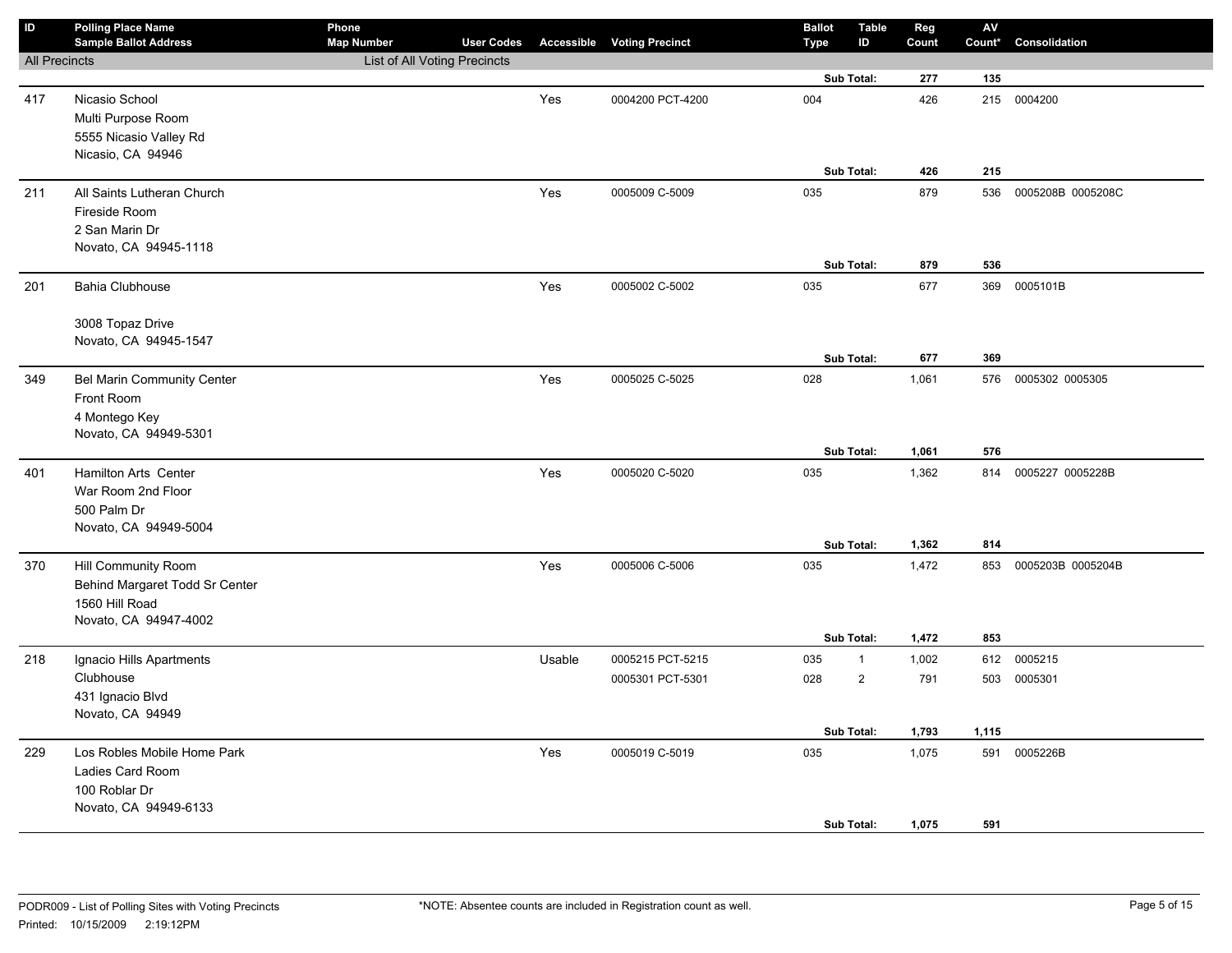| ID | Polling Place Name / Sample Ballot Address | Phone / Map Number | User Codes | Accessible | Voting Precinct | Ballot Type | Table ID | Reg Count | AV Count* | Consolidation |
|---|---|---|---|---|---|---|---|---|---|---|
| All Precincts | | List of All Voting Precincts | | | | | | | | |
| | | | | | | | Sub Total: | **277** | **135** | |
| 417 | Nicasio School<br>Multi Purpose Room<br>5555 Nicasio Valley Rd<br>Nicasio, CA 94946 | | | Yes | 0004200 PCT-4200 | 004 | | 426 | 215 | 0004200 |
| | | | | | | | Sub Total: | **426** | **215** | |
| 211 | All Saints Lutheran Church<br>Fireside Room<br>2 San Marin Dr<br>Novato, CA 94945-1118 | | | Yes | 0005009 C-5009 | 035 | | 879 | 536 | 0005208B 0005208C |
| | | | | | | | Sub Total: | **879** | **536** | |
| 201 | Bahia Clubhouse<br><br>3008 Topaz Drive<br>Novato, CA 94945-1547 | | | Yes | 0005002 C-5002 | 035 | | 677 | 369 | 0005101B |
| | | | | | | | Sub Total: | **677** | **369** | |
| 349 | Bel Marin Community Center<br>Front Room<br>4 Montego Key<br>Novato, CA 94949-5301 | | | Yes | 0005025 C-5025 | 028 | | 1,061 | 576 | 0005302 0005305 |
| | | | | | | | Sub Total: | **1,061** | **576** | |
| 401 | Hamilton Arts Center<br>War Room 2nd Floor<br>500 Palm Dr<br>Novato, CA 94949-5004 | | | Yes | 0005020 C-5020 | 035 | | 1,362 | 814 | 0005227 0005228B |
| | | | | | | | Sub Total: | **1,362** | **814** | |
| 370 | Hill Community Room<br>Behind Margaret Todd Sr Center<br>1560 Hill Road<br>Novato, CA 94947-4002 | | | Yes | 0005006 C-5006 | 035 | | 1,472 | 853 | 0005203B 0005204B |
| | | | | | | | Sub Total: | **1,472** | **853** | |
| 218 | Ignacio Hills Apartments<br>Clubhouse<br>431 Ignacio Blvd<br>Novato, CA 94949 | | | Usable | 0005215 PCT-5215 | 035 | 1 | 1,002 | 612 | 0005215 |
| | | | | | 0005301 PCT-5301 | 028 | 2 | 791 | 503 | 0005301 |
| | | | | | | | Sub Total: | **1,793** | **1,115** | |
| 229 | Los Robles Mobile Home Park<br>Ladies Card Room<br>100 Roblar Dr<br>Novato, CA 94949-6133 | | | Yes | 0005019 C-5019 | 035 | | 1,075 | 591 | 0005226B |
| | | | | | | | Sub Total: | **1,075** | **591** | |

PODR009 - List of Polling Sites with Voting Precincts
Printed: 10/15/2009 2:19:12PM

*NOTE: Absentee counts are included in Registration count as well.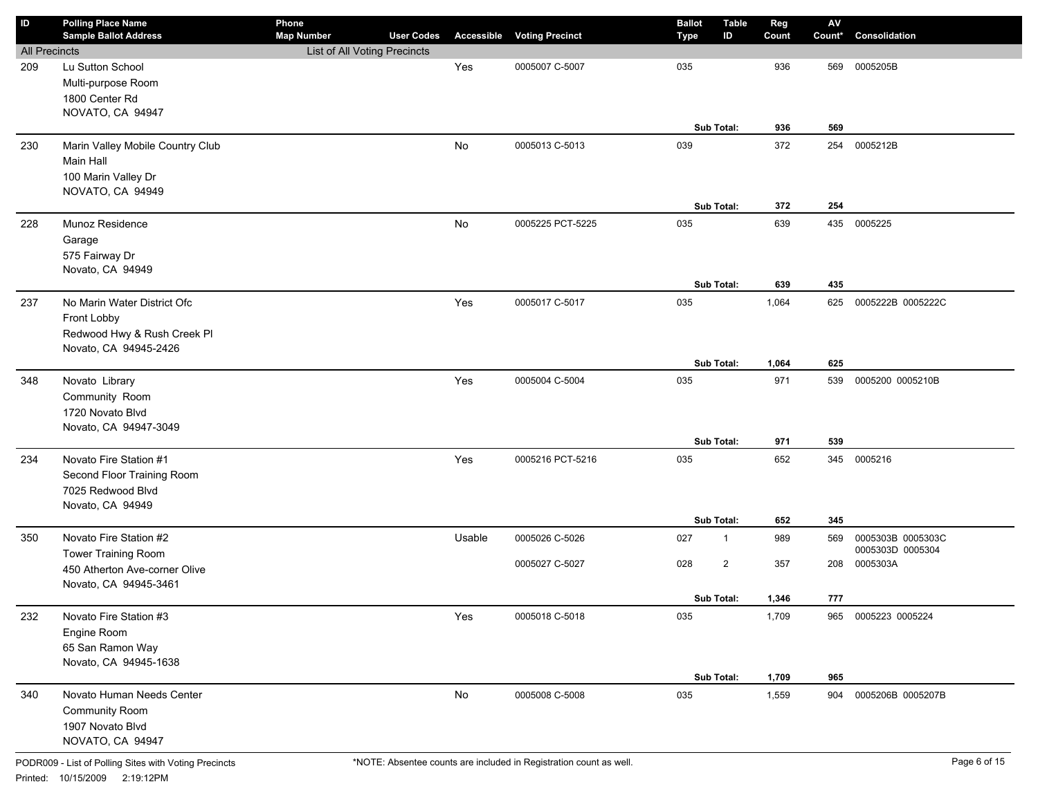| ID | Polling Place Name<br>Sample Ballot Address | Phone<br>Map Number | User Codes | Accessible | Voting Precinct | Ballot Type | Table ID | Reg Count | AV Count* | Consolidation |
|---|---|---|---|---|---|---|---|---|---|---|
| All Precincts | | List of All Voting Precincts | | | | | | | | |
| 209 | Lu Sutton School<br>Multi-purpose Room<br>1800 Center Rd<br>NOVATO, CA 94947 | | | Yes | 0005007 C-5007 | 035 | | 936 | 569 | 0005205B |
| | | | | | | | **Sub Total:** | **936** | **569** | |
| 230 | Marin Valley Mobile Country Club<br>Main Hall<br>100 Marin Valley Dr<br>NOVATO, CA 94949 | | | No | 0005013 C-5013 | 039 | | 372 | 254 | 0005212B |
| | | | | | | | **Sub Total:** | **372** | **254** | |
| 228 | Munoz Residence<br>Garage<br>575 Fairway Dr<br>Novato, CA 94949 | | | No | 0005225 PCT-5225 | 035 | | 639 | 435 | 0005225 |
| | | | | | | | **Sub Total:** | **639** | **435** | |
| 237 | No Marin Water District Ofc<br>Front Lobby<br>Redwood Hwy & Rush Creek Pl<br>Novato, CA 94945-2426 | | | Yes | 0005017 C-5017 | 035 | | 1,064 | 625 | 0005222B 0005222C |
| | | | | | | | **Sub Total:** | **1,064** | **625** | |
| 348 | Novato Library<br>Community Room<br>1720 Novato Blvd<br>Novato, CA 94947-3049 | | | Yes | 0005004 C-5004 | 035 | | 971 | 539 | 0005200 0005210B |
| | | | | | | | **Sub Total:** | **971** | **539** | |
| 234 | Novato Fire Station #1<br>Second Floor Training Room<br>7025 Redwood Blvd<br>Novato, CA 94949 | | | Yes | 0005216 PCT-5216 | 035 | | 652 | 345 | 0005216 |
| | | | | | | | **Sub Total:** | **652** | **345** | |
| 350 | Novato Fire Station #2<br>Tower Training Room<br>450 Atherton Ave-corner Olive<br>Novato, CA 94945-3461 | | | Usable | 0005026 C-5026 | 027 | 1 | 989 | 569 | 0005303B 0005303C 0005303D 0005304 |
| | | | | | 0005027 C-5027 | 028 | 2 | 357 | 208 | 0005303A |
| | | | | | | | **Sub Total:** | **1,346** | **777** | |
| 232 | Novato Fire Station #3<br>Engine Room<br>65 San Ramon Way<br>Novato, CA 94945-1638 | | | Yes | 0005018 C-5018 | 035 | | 1,709 | 965 | 0005223 0005224 |
| | | | | | | | **Sub Total:** | **1,709** | **965** | |
| 340 | Novato Human Needs Center<br>Community Room<br>1907 Novato Blvd<br>NOVATO, CA 94947 | | | No | 0005008 C-5008 | 035 | | 1,559 | 904 | 0005206B 0005207B |

PODR009 - List of Polling Sites with Voting Precincts

Printed: 10/15/2009 2:19:12PM

*NOTE: Absentee counts are included in Registration count as well.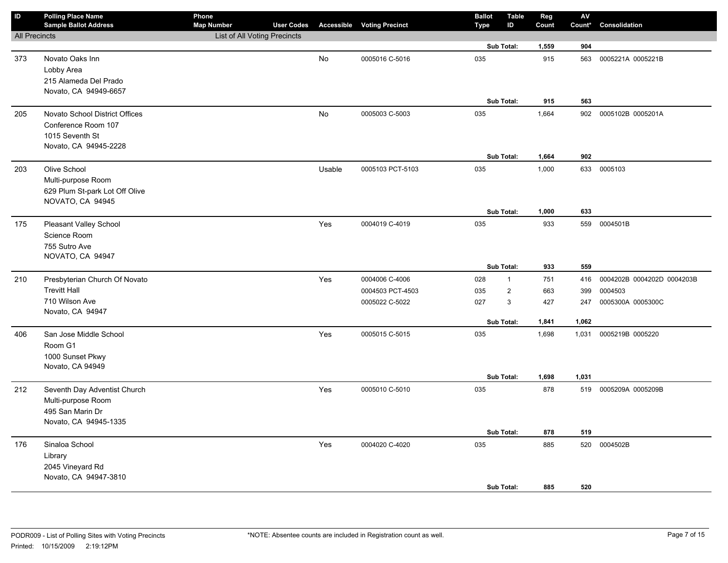| ID | Polling Place Name<br>Sample Ballot Address | Phone<br>Map Number | User Codes | Accessible | Voting Precinct | Ballot Type | Table ID | Reg Count | AV Count* | Consolidation |
|---|---|---|---|---|---|---|---|---|---|---|
| All Precincts | | List of All Voting Precincts | | | | | | | | |
| | | | | | | | Sub Total: | **1,559** | **904** | |
| 373 | Novato Oaks Inn<br>Lobby Area<br>215 Alameda Del Prado<br>Novato, CA 94949-6657 | | | No | 0005016 C-5016 | 035 | | 915 | 563 | 0005221A 0005221B |
| | | | | | | | Sub Total: | **915** | **563** | |
| 205 | Novato School District Offices<br>Conference Room 107<br>1015 Seventh St<br>Novato, CA 94945-2228 | | | No | 0005003 C-5003 | 035 | | 1,664 | 902 | 0005102B 0005201A |
| | | | | | | | Sub Total: | **1,664** | **902** | |
| 203 | Olive School<br>Multi-purpose Room<br>629 Plum St-park Lot Off Olive<br>NOVATO, CA 94945 | | | Usable | 0005103 PCT-5103 | 035 | | 1,000 | 633 | 0005103 |
| | | | | | | | Sub Total: | **1,000** | **633** | |
| 175 | Pleasant Valley School<br>Science Room<br>755 Sutro Ave<br>NOVATO, CA 94947 | | | Yes | 0004019 C-4019 | 035 | | 933 | 559 | 0004501B |
| | | | | | | | Sub Total: | **933** | **559** | |
| 210 | Presbyterian Church Of Novato<br>Trevitt Hall<br>710 Wilson Ave<br>Novato, CA 94947 | | | Yes | 0004006 C-4006 | 028 | 1 | 751 | 416 | 0004202B 0004202D 0004203B |
| | | | | | 0004503 PCT-4503 | 035 | 2 | 663 | 399 | 0004503 |
| | | | | | 0005022 C-5022 | 027 | 3 | 427 | 247 | 0005300A 0005300C |
| | | | | | | | Sub Total: | **1,841** | **1,062** | |
| 406 | San Jose Middle School<br>Room G1<br>1000 Sunset Pkwy<br>Novato, CA 94949 | | | Yes | 0005015 C-5015 | 035 | | 1,698 | 1,031 | 0005219B 0005220 |
| | | | | | | | Sub Total: | **1,698** | **1,031** | |
| 212 | Seventh Day Adventist Church<br>Multi-purpose Room<br>495 San Marin Dr<br>Novato, CA 94945-1335 | | | Yes | 0005010 C-5010 | 035 | | 878 | 519 | 0005209A 0005209B |
| | | | | | | | Sub Total: | **878** | **519** | |
| 176 | Sinaloa School<br>Library<br>2045 Vineyard Rd<br>Novato, CA 94947-3810 | | | Yes | 0004020 C-4020 | 035 | | 885 | 520 | 0004502B |
| | | | | | | | Sub Total: | **885** | **520** | |

PODR009 - List of Polling Sites with Voting Precincts

Printed: 10/15/2009 2:19:12PM

*NOTE: Absentee counts are included in Registration count as well.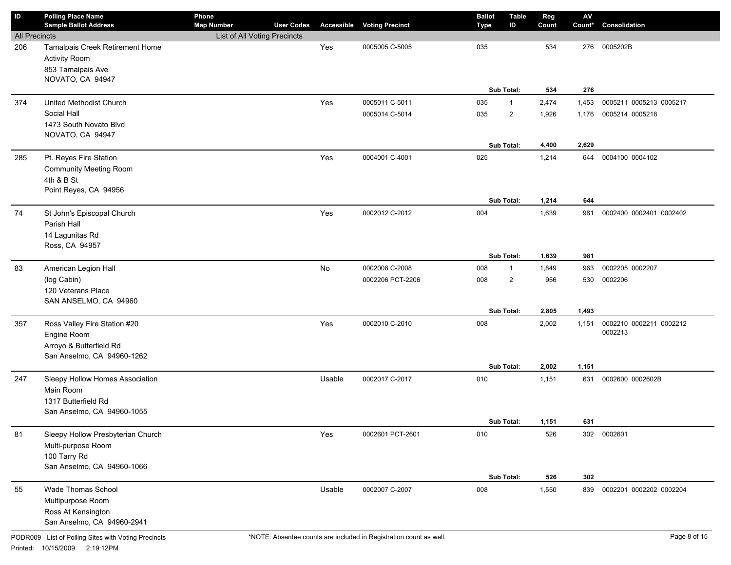| ID | Polling Place Name / Sample Ballot Address | Phone / Map Number | User Codes | Accessible | Voting Precinct | Ballot Type | Table ID | Reg Count | AV Count* | Consolidation |
|---|---|---|---|---|---|---|---|---|---|---|
| All Precincts | | List of All Voting Precincts | | | | | | | | |
| 206 | Tamalpais Creek Retirement Home<br>Activity Room<br>853 Tamalpais Ave<br>NOVATO, CA 94947 | | | Yes | 0005005 C-5005 | 035 | | 534 | 276 | 0005202B |
| | | | | | | | **Sub Total:** | **534** | **276** | |
| 374 | United Methodist Church<br>Social Hall<br>1473 South Novato Blvd<br>NOVATO, CA 94947 | | | Yes | 0005011 C-5011 | 035 | 1 | 2,474 | 1,453 | 0005211 0005213 0005217 |
| | | | | | 0005014 C-5014 | 035 | 2 | 1,926 | 1,176 | 0005214 0005218 |
| | | | | | | | **Sub Total:** | **4,400** | **2,629** | |
| 285 | Pt. Reyes Fire Station<br>Community Meeting Room<br>4th & B St<br>Point Reyes, CA 94956 | | | Yes | 0004001 C-4001 | 025 | | 1,214 | 644 | 0004100 0004102 |
| | | | | | | | **Sub Total:** | **1,214** | **644** | |
| 74 | St John's Episcopal Church<br>Parish Hall<br>14 Lagunitas Rd<br>Ross, CA 94957 | | | Yes | 0002012 C-2012 | 004 | | 1,639 | 981 | 0002400 0002401 0002402 |
| | | | | | | | **Sub Total:** | **1,639** | **981** | |
| 83 | American Legion Hall<br>(log Cabin)<br>120 Veterans Place<br>SAN ANSELMO, CA 94960 | | | No | 0002008 C-2008 | 008 | 1 | 1,849 | 963 | 0002205 0002207 |
| | | | | | 0002206 PCT-2206 | 008 | 2 | 956 | 530 | 0002206 |
| | | | | | | | **Sub Total:** | **2,805** | **1,493** | |
| 357 | Ross Valley Fire Station #20<br>Engine Room<br>Arroyo & Butterfield Rd<br>San Anselmo, CA 94960-1262 | | | Yes | 0002010 C-2010 | 008 | | 2,002 | 1,151 | 0002210 0002211 0002212 0002213 |
| | | | | | | | **Sub Total:** | **2,002** | **1,151** | |
| 247 | Sleepy Hollow Homes Association<br>Main Room<br>1317 Butterfield Rd<br>San Anselmo, CA 94960-1055 | | | Usable | 0002017 C-2017 | 010 | | 1,151 | 631 | 0002600 0002602B |
| | | | | | | | **Sub Total:** | **1,151** | **631** | |
| 81 | Sleepy Hollow Presbyterian Church<br>Multi-purpose Room<br>100 Tarry Rd<br>San Anselmo, CA 94960-1066 | | | Yes | 0002601 PCT-2601 | 010 | | 526 | 302 | 0002601 |
| | | | | | | | **Sub Total:** | **526** | **302** | |
| 55 | Wade Thomas School<br>Multipurpose Room<br>Ross At Kensington<br>San Anselmo, CA 94960-2941 | | | Usable | 0002007 C-2007 | 008 | | 1,550 | 839 | 0002201 0002202 0002204 |

PODR009 - List of Polling Sites with Voting Precincts

Printed: 10/15/2009 2:19:12PM

*NOTE: Absentee counts are included in Registration count as well.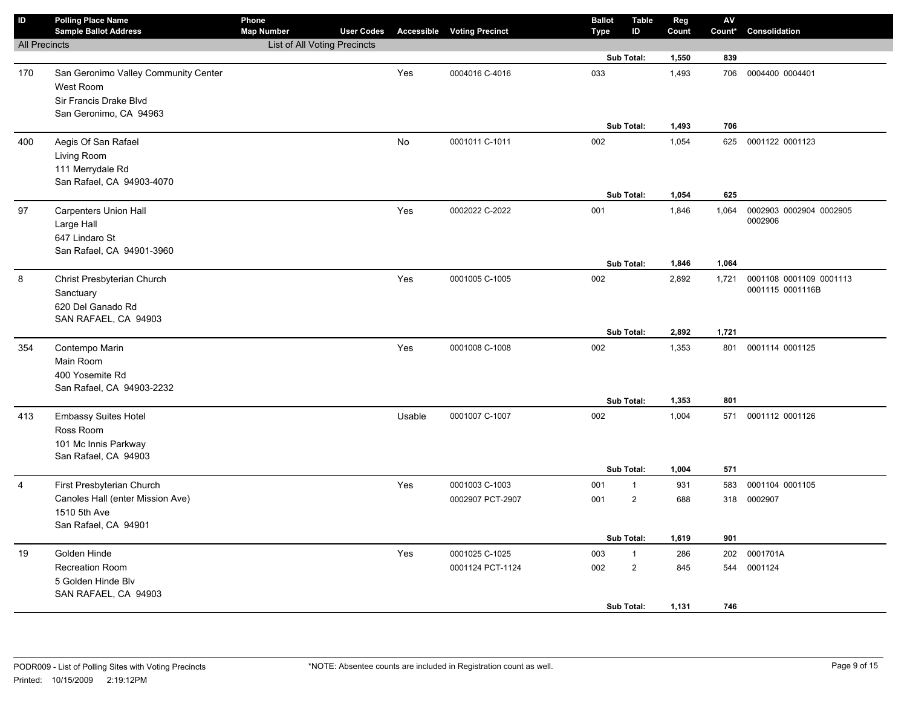| ID | Polling Place Name<br>Sample Ballot Address | Phone<br>Map Number | User Codes | Accessible | Voting Precinct | Ballot Type | Table ID | Reg Count | AV Count* | Consolidation |
|---|---|---|---|---|---|---|---|---|---|---|
| All Precincts | | List of All Voting Precincts | | | | | | | | |
| | | | | | | | **Sub Total:** | **1,550** | **839** | |
| 170 | San Geronimo Valley Community Center<br>West Room<br>Sir Francis Drake Blvd<br>San Geronimo, CA 94963 | | | Yes | 0004016 C-4016 | 033 | | 1,493 | 706 | 0004400 0004401 |
| | | | | | | | **Sub Total:** | **1,493** | **706** | |
| 400 | Aegis Of San Rafael<br>Living Room<br>111 Merrydale Rd<br>San Rafael, CA 94903-4070 | | | No | 0001011 C-1011 | 002 | | 1,054 | 625 | 0001122 0001123 |
| | | | | | | | **Sub Total:** | **1,054** | **625** | |
| 97 | Carpenters Union Hall<br>Large Hall<br>647 Lindaro St<br>San Rafael, CA 94901-3960 | | | Yes | 0002022 C-2022 | 001 | | 1,846 | 1,064 | 0002903 0002904 0002905 0002906 |
| | | | | | | | **Sub Total:** | **1,846** | **1,064** | |
| 8 | Christ Presbyterian Church<br>Sanctuary<br>620 Del Ganado Rd<br>SAN RAFAEL, CA 94903 | | | Yes | 0001005 C-1005 | 002 | | 2,892 | 1,721 | 0001108 0001109 0001113 0001115 0001116B |
| | | | | | | | **Sub Total:** | **2,892** | **1,721** | |
| 354 | Contempo Marin<br>Main Room<br>400 Yosemite Rd<br>San Rafael, CA 94903-2232 | | | Yes | 0001008 C-1008 | 002 | | 1,353 | 801 | 0001114 0001125 |
| | | | | | | | **Sub Total:** | **1,353** | **801** | |
| 413 | Embassy Suites Hotel<br>Ross Room<br>101 Mc Innis Parkway<br>San Rafael, CA 94903 | | | Usable | 0001007 C-1007 | 002 | | 1,004 | 571 | 0001112 0001126 |
| | | | | | | | **Sub Total:** | **1,004** | **571** | |
| 4 | First Presbyterian Church<br>Canoles Hall (enter Mission Ave)<br>1510 5th Ave<br>San Rafael, CA 94901 | | | Yes | 0001003 C-1003 | 001 | 1 | 931 | 583 | 0001104 0001105 |
| | | | | | 0002907 PCT-2907 | 001 | 2 | 688 | 318 | 0002907 |
| | | | | | | | **Sub Total:** | **1,619** | **901** | |
| 19 | Golden Hinde<br>Recreation Room<br>5 Golden Hinde Blv<br>SAN RAFAEL, CA 94903 | | | Yes | 0001025 C-1025 | 003 | 1 | 286 | 202 | 0001701A |
| | | | | | 0001124 PCT-1124 | 002 | 2 | 845 | 544 | 0001124 |
| | | | | | | | **Sub Total:** | **1,131** | **746** | |

PODR009 - List of Polling Sites with Voting Precincts

Printed: 10/15/2009 2:19:12PM

*NOTE: Absentee counts are included in Registration count as well.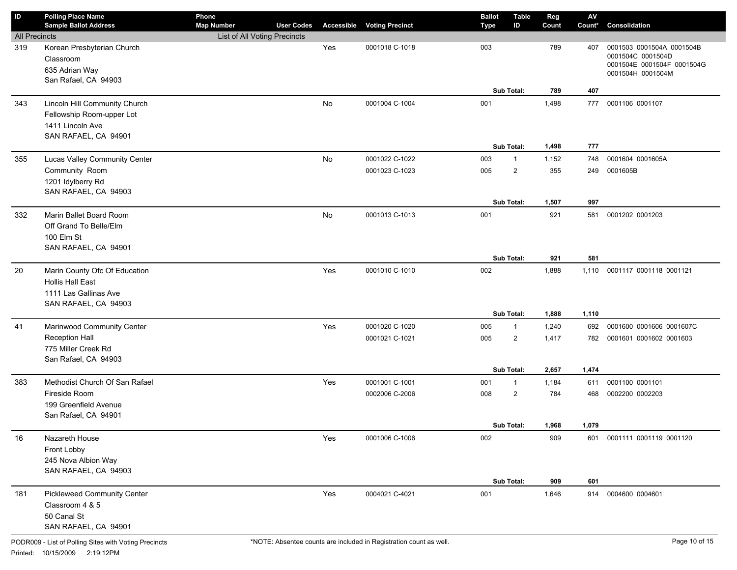| ID | Polling Place Name<br>Sample Ballot Address | Phone<br>Map Number | User Codes | Accessible | Voting Precinct | Ballot Type | Table ID | Reg Count | AV Count* | Consolidation |
|---|---|---|---|---|---|---|---|---|---|---|
| All Precincts | | List of All Voting Precincts | | | | | | | | |
| 319 | Korean Presbyterian Church<br>Classroom<br>635 Adrian Way<br>San Rafael, CA 94903 | | | Yes | 0001018 C-1018 | 003 | | 789 | 407 | 0001503 0001504A 0001504B 0001504C 0001504D 0001504E 0001504F 0001504G 0001504H 0001504M |
| | | | | | | Sub Total: | | **789** | **407** | |
| 343 | Lincoln Hill Community Church<br>Fellowship Room-upper Lot<br>1411 Lincoln Ave<br>SAN RAFAEL, CA 94901 | | | No | 0001004 C-1004 | 001 | | 1,498 | 777 | 0001106 0001107 |
| | | | | | | Sub Total: | | **1,498** | **777** | |
| 355 | Lucas Valley Community Center<br>Community Room<br>1201 Idylberry Rd<br>SAN RAFAEL, CA 94903 | | | No | 0001022 C-1022 | 003 | 1 | 1,152 | 748 | 0001604 0001605A |
| | | | | | 0001023 C-1023 | 005 | 2 | 355 | 249 | 0001605B |
| | | | | | | Sub Total: | | **1,507** | **997** | |
| 332 | Marin Ballet Board Room<br>Off Grand To Belle/Elm<br>100 Elm St<br>SAN RAFAEL, CA 94901 | | | No | 0001013 C-1013 | 001 | | 921 | 581 | 0001202 0001203 |
| | | | | | | Sub Total: | | **921** | **581** | |
| 20 | Marin County Ofc Of Education<br>Hollis Hall East<br>1111 Las Gallinas Ave<br>SAN RAFAEL, CA 94903 | | | Yes | 0001010 C-1010 | 002 | | 1,888 | 1,110 | 0001117 0001118 0001121 |
| | | | | | | Sub Total: | | **1,888** | **1,110** | |
| 41 | Marinwood Community Center<br>Reception Hall<br>775 Miller Creek Rd<br>San Rafael, CA 94903 | | | Yes | 0001020 C-1020 | 005 | 1 | 1,240 | 692 | 0001600 0001606 0001607C |
| | | | | | 0001021 C-1021 | 005 | 2 | 1,417 | 782 | 0001601 0001602 0001603 |
| | | | | | | Sub Total: | | **2,657** | **1,474** | |
| 383 | Methodist Church Of San Rafael<br>Fireside Room<br>199 Greenfield Avenue<br>San Rafael, CA 94901 | | | Yes | 0001001 C-1001 | 001 | 1 | 1,184 | 611 | 0001100 0001101 |
| | | | | | 0002006 C-2006 | 008 | 2 | 784 | 468 | 0002200 0002203 |
| | | | | | | Sub Total: | | **1,968** | **1,079** | |
| 16 | Nazareth House<br>Front Lobby<br>245 Nova Albion Way<br>SAN RAFAEL, CA 94903 | | | Yes | 0001006 C-1006 | 002 | | 909 | 601 | 0001111 0001119 0001120 |
| | | | | | | Sub Total: | | **909** | **601** | |
| 181 | Pickleweed Community Center<br>Classroom 4 & 5<br>50 Canal St<br>SAN RAFAEL, CA 94901 | | | Yes | 0004021 C-4021 | 001 | | 1,646 | 914 | 0004600 0004601 |

PODR009 - List of Polling Sites with Voting Precincts

*NOTE: Absentee counts are included in Registration count as well.

Printed: 10/15/2009 2:19:12PM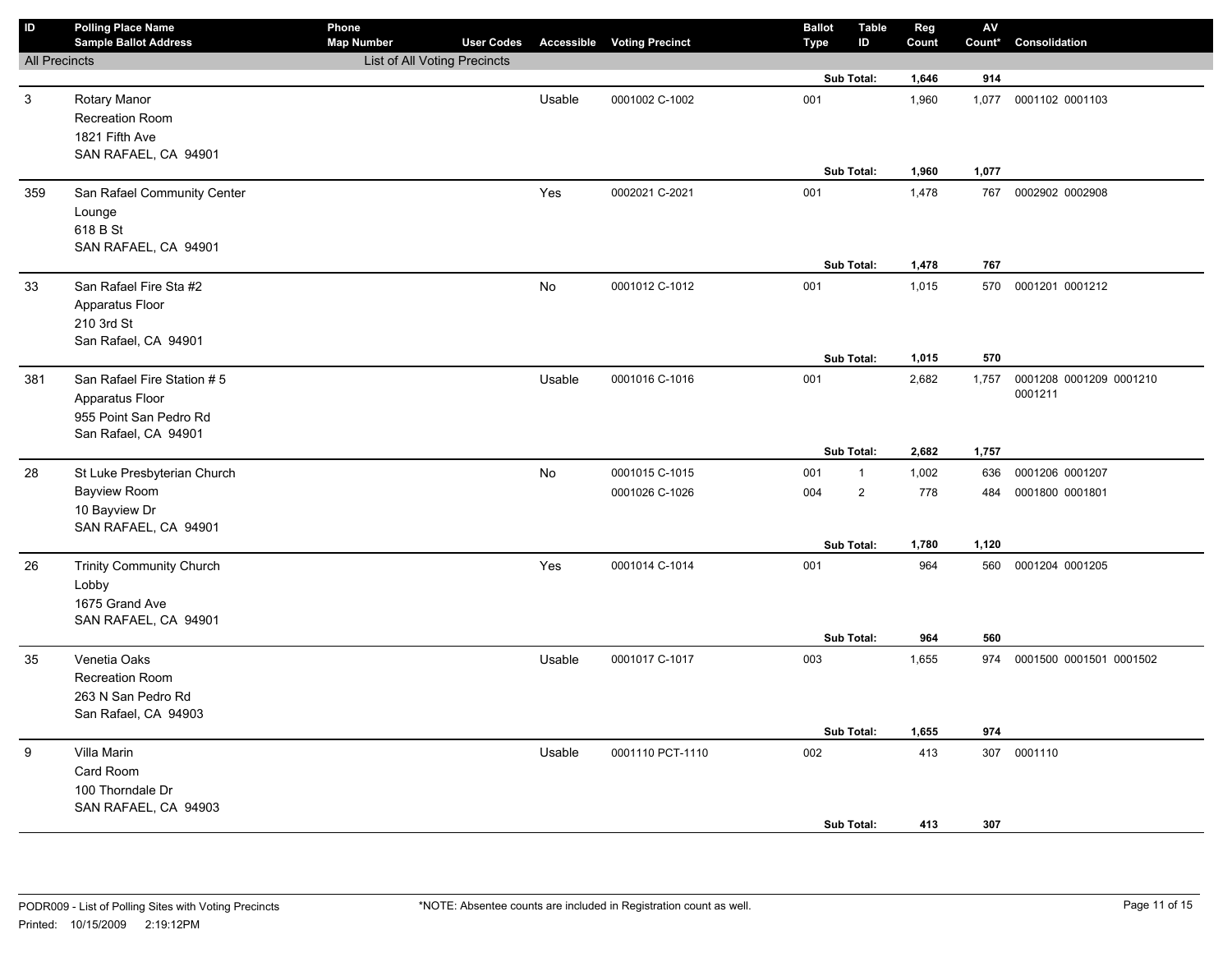| ID | Polling Place Name / Sample Ballot Address | Phone / Map Number | User Codes | Accessible | Voting Precinct | Ballot Type | Table ID | Reg Count | AV Count* | Consolidation |
|---|---|---|---|---|---|---|---|---|---|---|
| All Precincts | | List of All Voting Precincts | | | | | | | | |
| | | | | | | | Sub Total: | 1,646 | 914 | |
| 3 | Rotary Manor<br>Recreation Room<br>1821 Fifth Ave<br>SAN RAFAEL, CA 94901 | | | Usable | 0001002 C-1002 | 001 | | 1,960 | 1,077 | 0001102 0001103 |
| | | | | | | | Sub Total: | 1,960 | 1,077 | |
| 359 | San Rafael Community Center<br>Lounge<br>618 B St<br>SAN RAFAEL, CA 94901 | | | Yes | 0002021 C-2021 | 001 | | 1,478 | 767 | 0002902 0002908 |
| | | | | | | | Sub Total: | 1,478 | 767 | |
| 33 | San Rafael Fire Sta #2<br>Apparatus Floor<br>210 3rd St<br>San Rafael, CA 94901 | | | No | 0001012 C-1012 | 001 | | 1,015 | 570 | 0001201 0001212 |
| | | | | | | | Sub Total: | 1,015 | 570 | |
| 381 | San Rafael Fire Station # 5<br>Apparatus Floor<br>955 Point San Pedro Rd<br>San Rafael, CA 94901 | | | Usable | 0001016 C-1016 | 001 | | 2,682 | 1,757 | 0001208 0001209 0001210 0001211 |
| | | | | | | | Sub Total: | 2,682 | 1,757 | |
| 28 | St Luke Presbyterian Church<br>Bayview Room<br>10 Bayview Dr<br>SAN RAFAEL, CA 94901 | | | No | 0001015 C-1015 | 001 | 1 | 1,002 | 636 | 0001206 0001207 |
| | | | | | 0001026 C-1026 | 004 | 2 | 778 | 484 | 0001800 0001801 |
| | | | | | | | Sub Total: | 1,780 | 1,120 | |
| 26 | Trinity Community Church<br>Lobby<br>1675 Grand Ave<br>SAN RAFAEL, CA 94901 | | | Yes | 0001014 C-1014 | 001 | | 964 | 560 | 0001204 0001205 |
| | | | | | | | Sub Total: | 964 | 560 | |
| 35 | Venetia Oaks<br>Recreation Room<br>263 N San Pedro Rd<br>San Rafael, CA 94903 | | | Usable | 0001017 C-1017 | 003 | | 1,655 | 974 | 0001500 0001501 0001502 |
| | | | | | | | Sub Total: | 1,655 | 974 | |
| 9 | Villa Marin<br>Card Room<br>100 Thorndale Dr<br>SAN RAFAEL, CA 94903 | | | Usable | 0001110 PCT-1110 | 002 | | 413 | 307 | 0001110 |
| | | | | | | | Sub Total: | 413 | 307 | |

PODR009 - List of Polling Sites with Voting Precincts
Printed: 10/15/2009 2:19:12PM

*NOTE: Absentee counts are included in Registration count as well.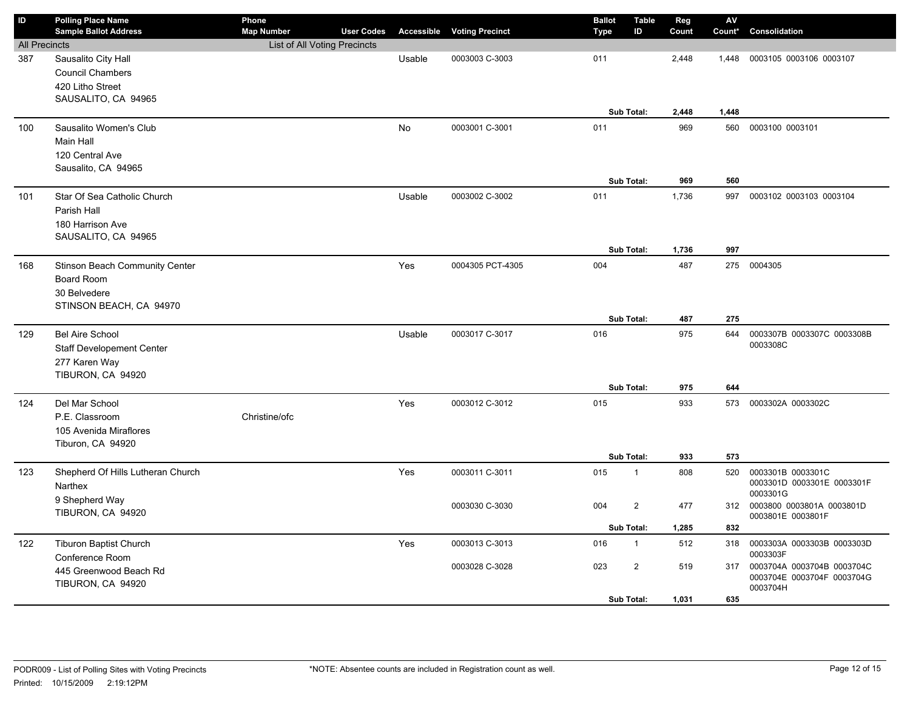| ID | Polling Place Name<br>Sample Ballot Address | Phone<br>Map Number | User Codes | Accessible | Voting Precinct | Ballot Type | Table ID | Reg Count | AV Count* | Consolidation |
|---|---|---|---|---|---|---|---|---|---|---|
| All Precincts | | List of All Voting Precincts | | | | | | | | |
| 387 | Sausalito City Hall<br>Council Chambers<br>420 Litho Street<br>SAUSALITO, CA 94965 | | | Usable | 0003003 C-3003 | 011 | | 2,448 | 1,448 | 0003105 0003106 0003107 |
| | | | | | | | **Sub Total:** | **2,448** | **1,448** | |
| 100 | Sausalito Women's Club<br>Main Hall<br>120 Central Ave<br>Sausalito, CA 94965 | | | No | 0003001 C-3001 | 011 | | 969 | 560 | 0003100 0003101 |
| | | | | | | | **Sub Total:** | **969** | **560** | |
| 101 | Star Of Sea Catholic Church<br>Parish Hall<br>180 Harrison Ave<br>SAUSALITO, CA 94965 | | | Usable | 0003002 C-3002 | 011 | | 1,736 | 997 | 0003102 0003103 0003104 |
| | | | | | | | **Sub Total:** | **1,736** | **997** | |
| 168 | Stinson Beach Community Center<br>Board Room<br>30 Belvedere<br>STINSON BEACH, CA 94970 | | | Yes | 0004305 PCT-4305 | 004 | | 487 | 275 | 0004305 |
| | | | | | | | **Sub Total:** | **487** | **275** | |
| 129 | Bel Aire School<br>Staff Developement Center<br>277 Karen Way<br>TIBURON, CA 94920 | | | Usable | 0003017 C-3017 | 016 | | 975 | 644 | 0003307B 0003307C 0003308B 0003308C |
| | | | | | | | **Sub Total:** | **975** | **644** | |
| 124 | Del Mar School<br>P.E. Classroom<br>105 Avenida Miraflores<br>Tiburon, CA 94920 | Christine/ofc | | Yes | 0003012 C-3012 | 015 | | 933 | 573 | 0003302A 0003302C |
| | | | | | | | **Sub Total:** | **933** | **573** | |
| 123 | Shepherd Of Hills Lutheran Church<br>Narthex<br>9 Shepherd Way<br>TIBURON, CA 94920 | | | Yes | 0003011 C-3011 | 015 | 1 | 808 | 520 | 0003301B 0003301C 0003301D 0003301E 0003301F 0003301G |
| | | | | | 0003030 C-3030 | 004 | 2 | 477 | 312 | 0003800 0003801A 0003801D 0003801E 0003801F |
| | | | | | | | **Sub Total:** | **1,285** | **832** | |
| 122 | Tiburon Baptist Church<br>Conference Room<br>445 Greenwood Beach Rd<br>TIBURON, CA 94920 | | | Yes | 0003013 C-3013 | 016 | 1 | 512 | 318 | 0003303A 0003303B 0003303D 0003303F |
| | | | | | 0003028 C-3028 | 023 | 2 | 519 | 317 | 0003704A 0003704B 0003704C 0003704E 0003704F 0003704G 0003704H |
| | | | | | | | **Sub Total:** | **1,031** | **635** | |

PODR009 - List of Polling Sites with Voting Precincts

Printed: 10/15/2009 2:19:12PM

*NOTE: Absentee counts are included in Registration count as well.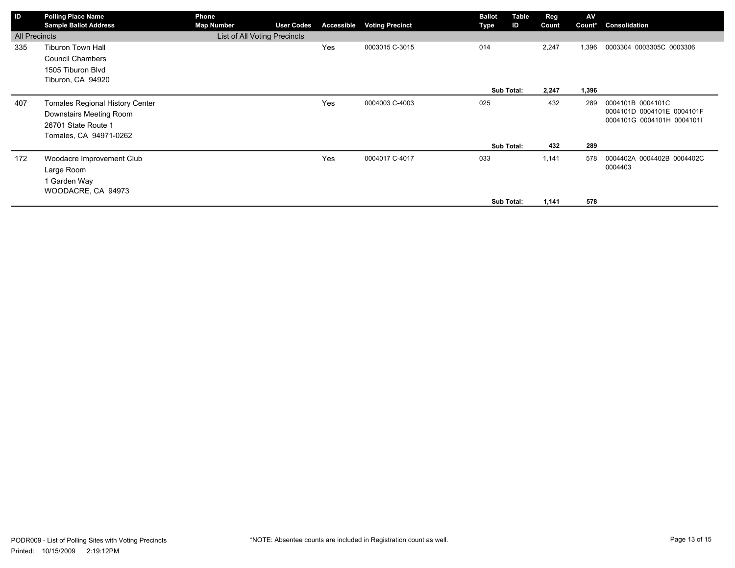| ID | Polling Place Name<br>Sample Ballot Address | Phone<br>Map Number | User Codes | Accessible | Voting Precinct | Ballot Type | Table ID | Reg Count | AV Count* | Consolidation |
|---|---|---|---|---|---|---|---|---|---|---|
| All Precincts | | List of All Voting Precincts | | | | | | | | |
| 335 | Tiburon Town Hall<br>Council Chambers<br>1505 Tiburon Blvd<br>Tiburon, CA 94920 | | | Yes | 0003015 C-3015 | 014 | | 2,247 | 1,396 | 0003304 0003305C 0003306 |
| | | | | | | | **Sub Total:** | **2,247** | **1,396** | |
| 407 | Tomales Regional History Center<br>Downstairs Meeting Room<br>26701 State Route 1<br>Tomales, CA 94971-0262 | | | Yes | 0004003 C-4003 | 025 | | 432 | 289 | 0004101B 0004101C 0004101D 0004101E 0004101F 0004101G 0004101H 0004101I |
| | | | | | | | **Sub Total:** | **432** | **289** | |
| 172 | Woodacre Improvement Club<br>Large Room<br>1 Garden Way<br>WOODACRE, CA 94973 | | | Yes | 0004017 C-4017 | 033 | | 1,141 | 578 | 0004402A 0004402B 0004402C 0004403 |
| | | | | | | | **Sub Total:** | **1,141** | **578** | |

PODR009 - List of Polling Sites with Voting Precincts

Printed: 10/15/2009 2:19:12PM

*NOTE: Absentee counts are included in Registration count as well.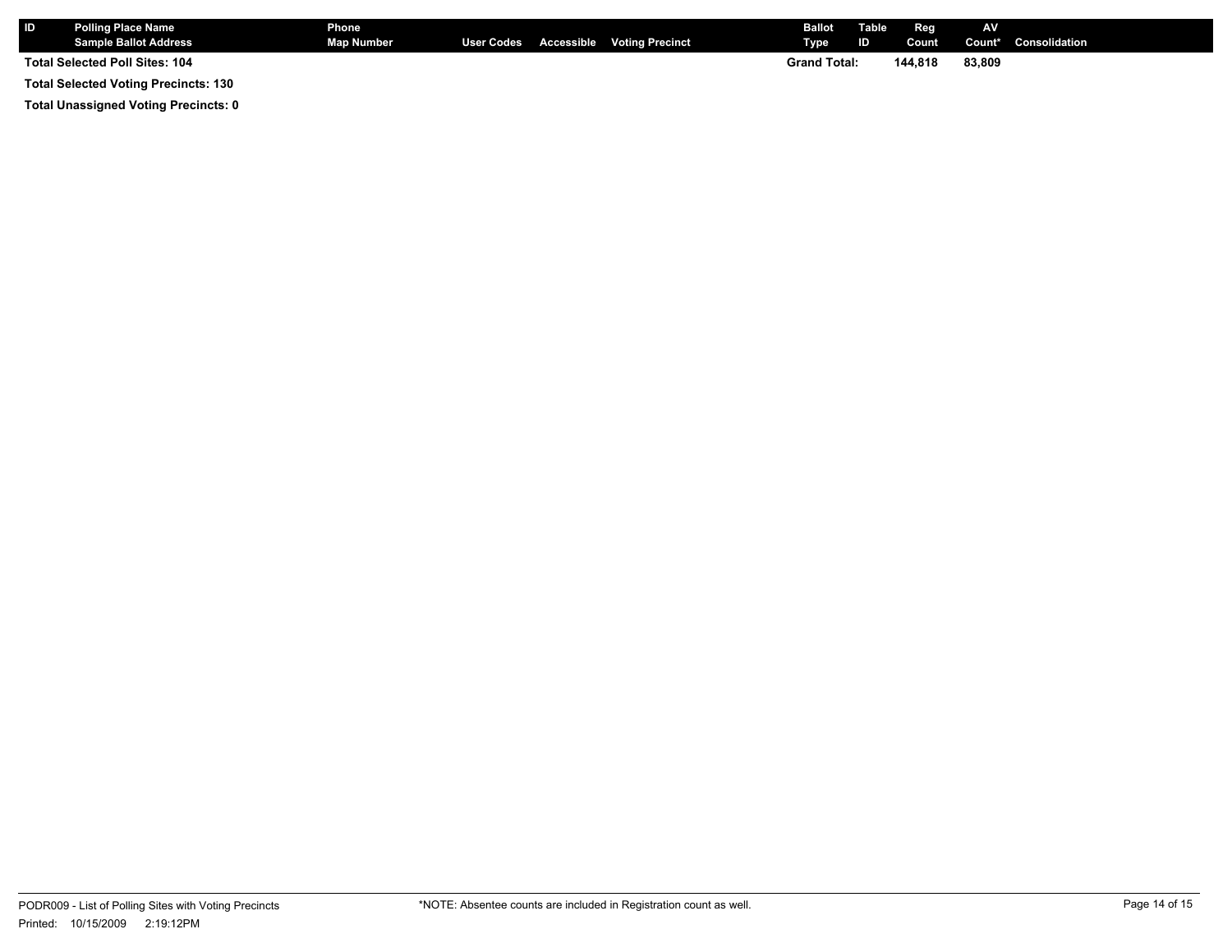| ID | Polling Place Name<br>Sample Ballot Address | Phone<br>Map Number | User Codes | Accessible | Voting Precinct | Ballot Type | Table ID | Reg Count | AV Count* | Consolidation |
|---|---|---|---|---|---|---|---|---|---|---|
| **Total Selected Poll Sites: 104** | | | | | | **Grand Total:** | | **144,818** | **83,809** | |

**Total Selected Voting Precincts: 130**

**Total Unassigned Voting Precincts: 0**

PODR009 - List of Polling Sites with Voting Precincts

Printed: 10/15/2009 2:19:12PM

*NOTE: Absentee counts are included in Registration count as well.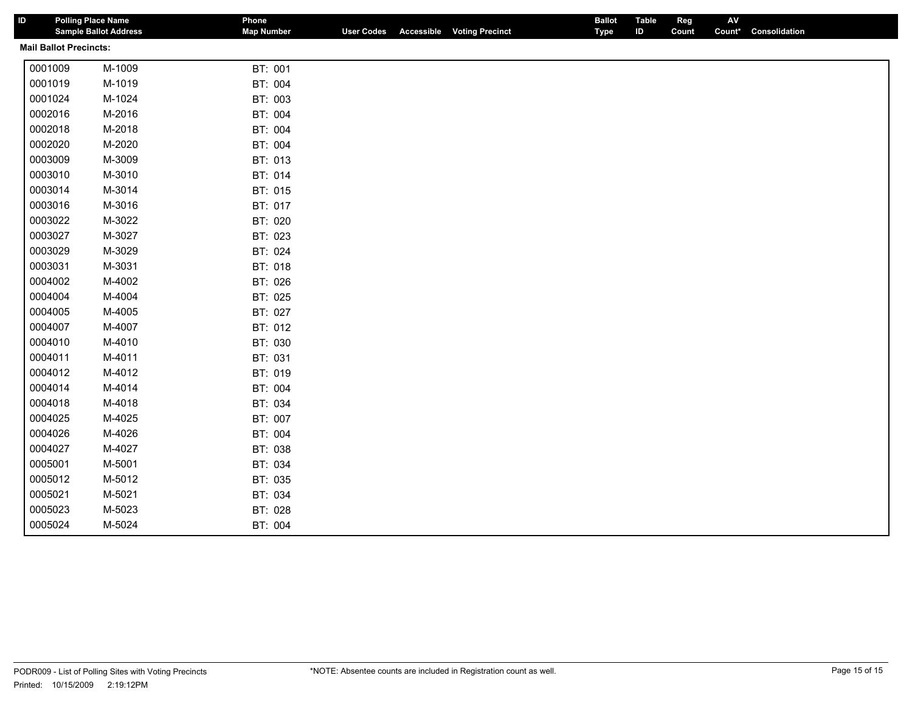| ID | Polling Place Name / Sample Ballot Address | Phone / Map Number | User Codes | Accessible | Voting Precinct | Ballot Type | Table ID | Reg Count | AV Count* | Consolidation |
|---|---|---|---|---|---|---|---|---|---|---|

**Mail Ballot Precincts:**

| | | |
|---|---|---|
| 0001009 | M-1009 | BT: 001 |
| 0001019 | M-1019 | BT: 004 |
| 0001024 | M-1024 | BT: 003 |
| 0002016 | M-2016 | BT: 004 |
| 0002018 | M-2018 | BT: 004 |
| 0002020 | M-2020 | BT: 004 |
| 0003009 | M-3009 | BT: 013 |
| 0003010 | M-3010 | BT: 014 |
| 0003014 | M-3014 | BT: 015 |
| 0003016 | M-3016 | BT: 017 |
| 0003022 | M-3022 | BT: 020 |
| 0003027 | M-3027 | BT: 023 |
| 0003029 | M-3029 | BT: 024 |
| 0003031 | M-3031 | BT: 018 |
| 0004002 | M-4002 | BT: 026 |
| 0004004 | M-4004 | BT: 025 |
| 0004005 | M-4005 | BT: 027 |
| 0004007 | M-4007 | BT: 012 |
| 0004010 | M-4010 | BT: 030 |
| 0004011 | M-4011 | BT: 031 |
| 0004012 | M-4012 | BT: 019 |
| 0004014 | M-4014 | BT: 004 |
| 0004018 | M-4018 | BT: 034 |
| 0004025 | M-4025 | BT: 007 |
| 0004026 | M-4026 | BT: 004 |
| 0004027 | M-4027 | BT: 038 |
| 0005001 | M-5001 | BT: 034 |
| 0005012 | M-5012 | BT: 035 |
| 0005021 | M-5021 | BT: 034 |
| 0005023 | M-5023 | BT: 028 |
| 0005024 | M-5024 | BT: 004 |

PODR009 - List of Polling Sites with Voting Precincts
Printed: 10/15/2009 2:19:12PM

*NOTE: Absentee counts are included in Registration count as well.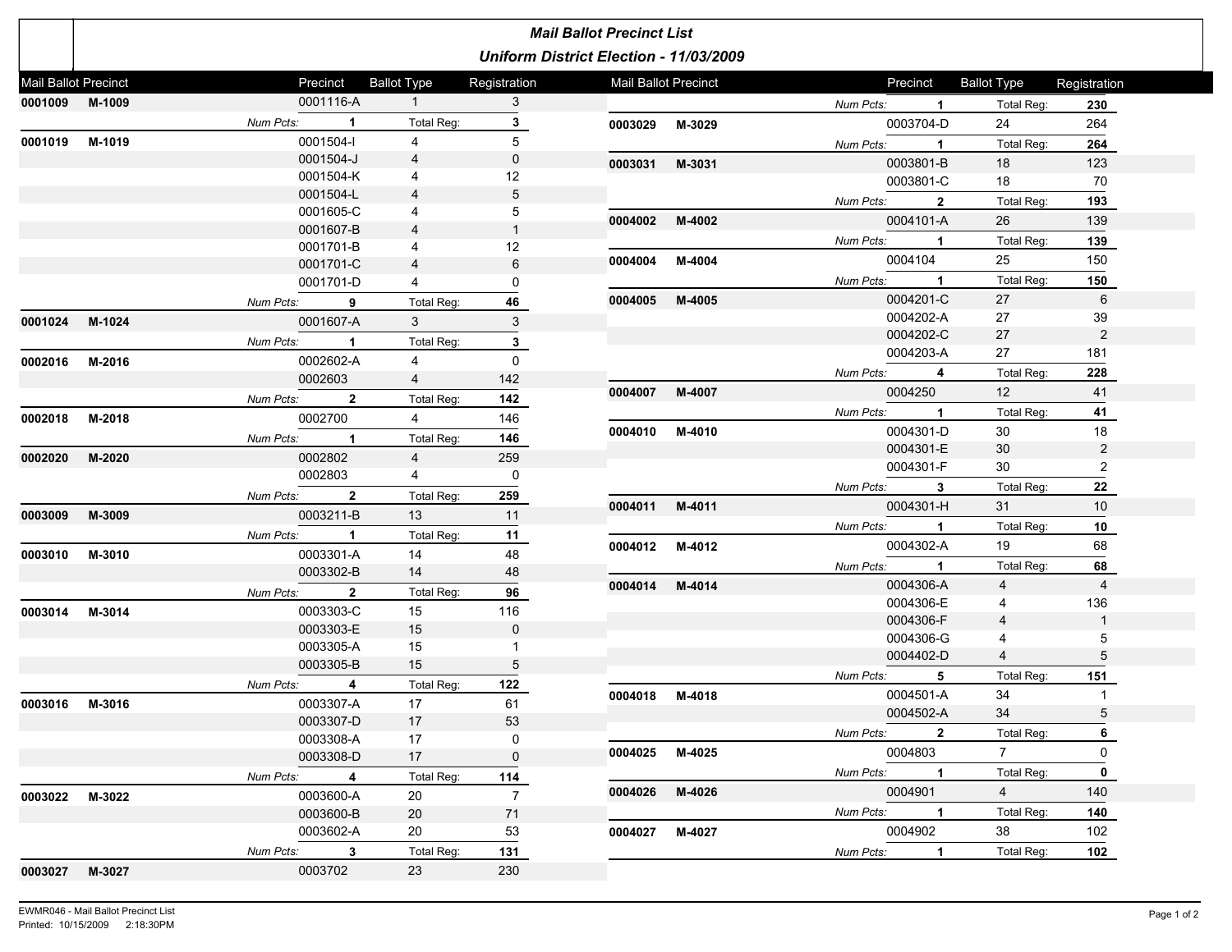# Mail Ballot Precinct List

## Uniform District Election - 11/03/2009

| Mail Ballot Precinct | | Precinct | Ballot Type | Registration |
|---|---|---|---|---|
| 0001009 | M-1009 | 0001116-A | 1 | 3 |
| | *Num Pcts:* | **1** | Total Reg: | **3** |
| 0001019 | M-1019 | 0001504-I | 4 | 5 |
| | | 0001504-J | 4 | 0 |
| | | 0001504-K | 4 | 12 |
| | | 0001504-L | 4 | 5 |
| | | 0001605-C | 4 | 5 |
| | | 0001607-B | 4 | 1 |
| | | 0001701-B | 4 | 12 |
| | | 0001701-C | 4 | 6 |
| | | 0001701-D | 4 | 0 |
| | *Num Pcts:* | **9** | Total Reg: | **46** |
| 0001024 | M-1024 | 0001607-A | 3 | 3 |
| | *Num Pcts:* | **1** | Total Reg: | **3** |
| 0002016 | M-2016 | 0002602-A | 4 | 0 |
| | | 0002603 | 4 | 142 |
| | *Num Pcts:* | **2** | Total Reg: | **142** |
| 0002018 | M-2018 | 0002700 | 4 | 146 |
| | *Num Pcts:* | **1** | Total Reg: | **146** |
| 0002020 | M-2020 | 0002802 | 4 | 259 |
| | | 0002803 | 4 | 0 |
| | *Num Pcts:* | **2** | Total Reg: | **259** |
| 0003009 | M-3009 | 0003211-B | 13 | 11 |
| | *Num Pcts:* | **1** | Total Reg: | **11** |
| 0003010 | M-3010 | 0003301-A | 14 | 48 |
| | | 0003302-B | 14 | 48 |
| | *Num Pcts:* | **2** | Total Reg: | **96** |
| 0003014 | M-3014 | 0003303-C | 15 | 116 |
| | | 0003303-E | 15 | 0 |
| | | 0003305-A | 15 | 1 |
| | | 0003305-B | 15 | 5 |
| | *Num Pcts:* | **4** | Total Reg: | **122** |
| 0003016 | M-3016 | 0003307-A | 17 | 61 |
| | | 0003307-D | 17 | 53 |
| | | 0003308-A | 17 | 0 |
| | | 0003308-D | 17 | 0 |
| | *Num Pcts:* | **4** | Total Reg: | **114** |
| 0003022 | M-3022 | 0003600-A | 20 | 7 |
| | | 0003600-B | 20 | 71 |
| | | 0003602-A | 20 | 53 |
| | *Num Pcts:* | **3** | Total Reg: | **131** |
| 0003027 | M-3027 | 0003702 | 23 | 230 |
| | *Num Pcts:* | **1** | Total Reg: | **230** |
| 0003029 | M-3029 | 0003704-D | 24 | 264 |
| | *Num Pcts:* | **1** | Total Reg: | **264** |
| 0003031 | M-3031 | 0003801-B | 18 | 123 |
| | | 0003801-C | 18 | 70 |
| | *Num Pcts:* | **2** | Total Reg: | **193** |
| 0004002 | M-4002 | 0004101-A | 26 | 139 |
| | *Num Pcts:* | **1** | Total Reg: | **139** |
| 0004004 | M-4004 | 0004104 | 25 | 150 |
| | *Num Pcts:* | **1** | Total Reg: | **150** |
| 0004005 | M-4005 | 0004201-C | 27 | 6 |
| | | 0004202-A | 27 | 39 |
| | | 0004202-C | 27 | 2 |
| | | 0004203-A | 27 | 181 |
| | *Num Pcts:* | **4** | Total Reg: | **228** |
| 0004007 | M-4007 | 0004250 | 12 | 41 |
| | *Num Pcts:* | **1** | Total Reg: | **41** |
| 0004010 | M-4010 | 0004301-D | 30 | 18 |
| | | 0004301-E | 30 | 2 |
| | | 0004301-F | 30 | 2 |
| | *Num Pcts:* | **3** | Total Reg: | **22** |
| 0004011 | M-4011 | 0004301-H | 31 | 10 |
| | *Num Pcts:* | **1** | Total Reg: | **10** |
| 0004012 | M-4012 | 0004302-A | 19 | 68 |
| | *Num Pcts:* | **1** | Total Reg: | **68** |
| 0004014 | M-4014 | 0004306-A | 4 | 4 |
| | | 0004306-E | 4 | 136 |
| | | 0004306-F | 4 | 1 |
| | | 0004306-G | 4 | 5 |
| | | 0004402-D | 4 | 5 |
| | *Num Pcts:* | **5** | Total Reg: | **151** |
| 0004018 | M-4018 | 0004501-A | 34 | 1 |
| | | 0004502-A | 34 | 5 |
| | *Num Pcts:* | **2** | Total Reg: | **6** |
| 0004025 | M-4025 | 0004803 | 7 | 0 |
| | *Num Pcts:* | **1** | Total Reg: | **0** |
| 0004026 | M-4026 | 0004901 | 4 | 140 |
| | *Num Pcts:* | **1** | Total Reg: | **140** |
| 0004027 | M-4027 | 0004902 | 38 | 102 |
| | *Num Pcts:* | **1** | Total Reg: | **102** |

EWMR046 - Mail Ballot Precinct List
Printed: 10/15/2009 2:18:30PM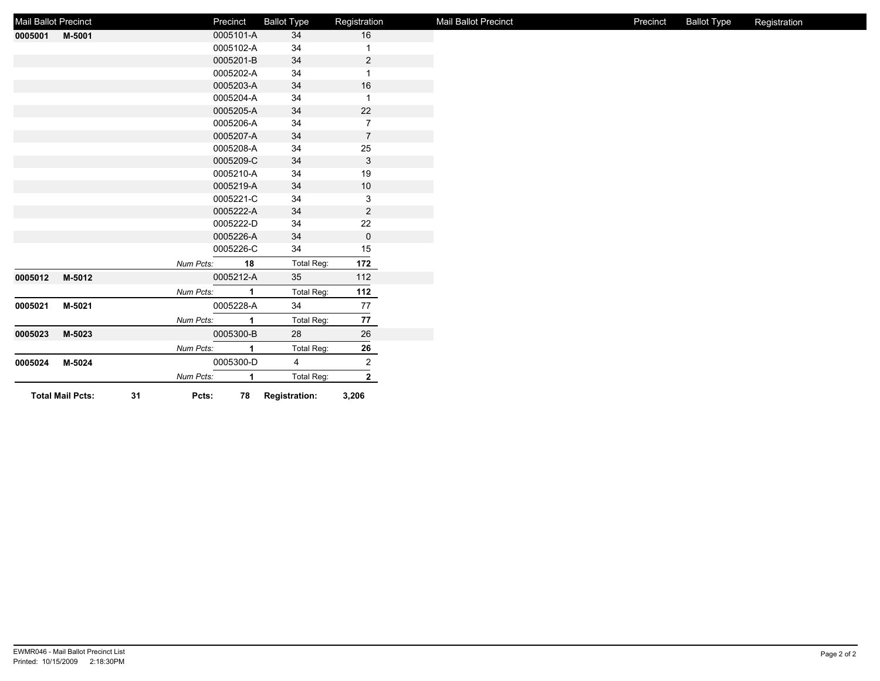| Mail Ballot Precinct | | | Precinct | Ballot Type | Registration |
|---|---|---|---|---|---|
| **0005001** | **M-5001** | | 0005101-A | 34 | 16 |
| | | | 0005102-A | 34 | 1 |
| | | | 0005201-B | 34 | 2 |
| | | | 0005202-A | 34 | 1 |
| | | | 0005203-A | 34 | 16 |
| | | | 0005204-A | 34 | 1 |
| | | | 0005205-A | 34 | 22 |
| | | | 0005206-A | 34 | 7 |
| | | | 0005207-A | 34 | 7 |
| | | | 0005208-A | 34 | 25 |
| | | | 0005209-C | 34 | 3 |
| | | | 0005210-A | 34 | 19 |
| | | | 0005219-A | 34 | 10 |
| | | | 0005221-C | 34 | 3 |
| | | | 0005222-A | 34 | 2 |
| | | | 0005222-D | 34 | 22 |
| | | | 0005226-A | 34 | 0 |
| | | | 0005226-C | 34 | 15 |
| | | *Num Pcts:* | **18** | Total Reg: | **172** |
| **0005012** | **M-5012** | | 0005212-A | 35 | 112 |
| | | *Num Pcts:* | **1** | Total Reg: | **112** |
| **0005021** | **M-5021** | | 0005228-A | 34 | 77 |
| | | *Num Pcts:* | **1** | Total Reg: | **77** |
| **0005023** | **M-5023** | | 0005300-B | 28 | 26 |
| | | *Num Pcts:* | **1** | Total Reg: | **26** |
| **0005024** | **M-5024** | | 0005300-D | 4 | 2 |
| | | *Num Pcts:* | **1** | Total Reg: | **2** |

**Total Mail Pcts:** **31** **Pcts:** **78** **Registration:** **3,206**

EWMR046 - Mail Ballot Precinct List
Printed: 10/15/2009 2:18:30PM